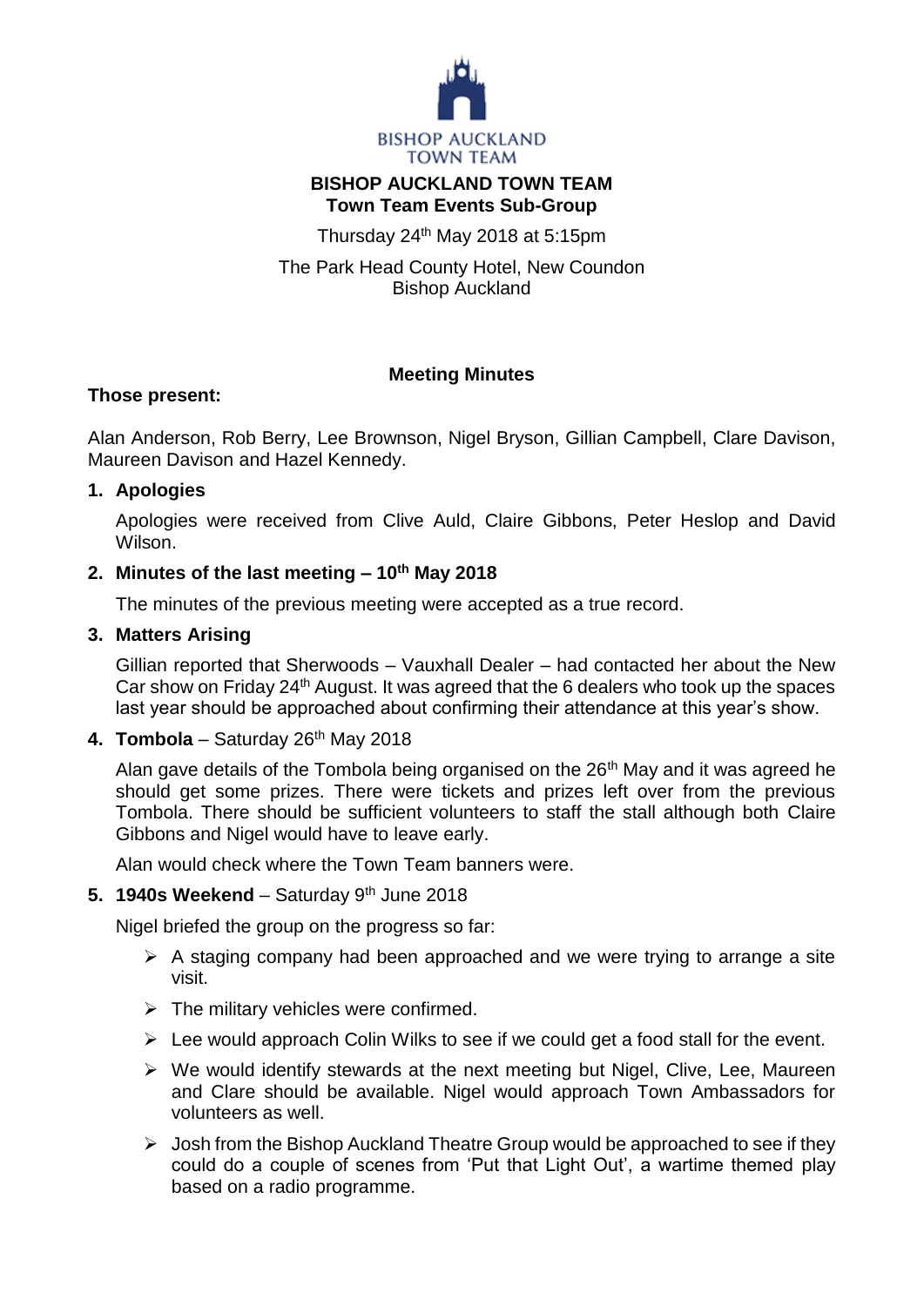BISHOP AUCKLAND TOWN TEAM

# BISHOP AUCKLAND TOWN TEAM
## Town Team Events Sub-Group

Thursday 24th May 2018 at 5:15pm

The Park Head County Hotel, New Coundon
Bishop Auckland

**Meeting Minutes**

**Those present:**

Alan Anderson, Rob Berry, Lee Brownson, Nigel Bryson, Gillian Campbell, Clare Davison, Maureen Davison and Hazel Kennedy.

1. **Apologies**

   Apologies were received from Clive Auld, Claire Gibbons, Peter Heslop and David Wilson.

2. **Minutes of the last meeting – 10th May 2018**

   The minutes of the previous meeting were accepted as a true record.

3. **Matters Arising**

   Gillian reported that Sherwoods – Vauxhall Dealer – had contacted her about the New Car show on Friday 24th August. It was agreed that the 6 dealers who took up the spaces last year should be approached about confirming their attendance at this year's show.

4. **Tombola** – Saturday 26th May 2018

   Alan gave details of the Tombola being organised on the 26th May and it was agreed he should get some prizes. There were tickets and prizes left over from the previous Tombola. There should be sufficient volunteers to staff the stall although both Claire Gibbons and Nigel would have to leave early.

   Alan would check where the Town Team banners were.

5. **1940s Weekend** – Saturday 9th June 2018

   Nigel briefed the group on the progress so far:

   - A staging company had been approached and we were trying to arrange a site visit.
   - The military vehicles were confirmed.
   - Lee would approach Colin Wilks to see if we could get a food stall for the event.
   - We would identify stewards at the next meeting but Nigel, Clive, Lee, Maureen and Clare should be available. Nigel would approach Town Ambassadors for volunteers as well.
   - Josh from the Bishop Auckland Theatre Group would be approached to see if they could do a couple of scenes from 'Put that Light Out', a wartime themed play based on a radio programme.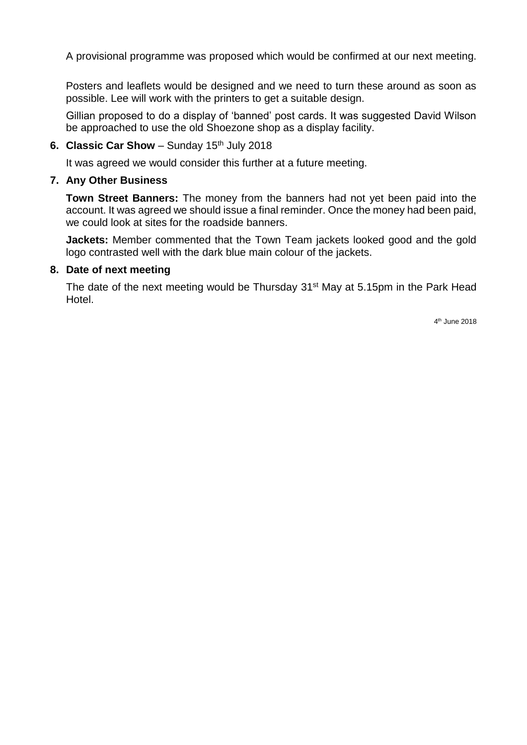A provisional programme was proposed which would be confirmed at our next meeting.

Posters and leaflets would be designed and we need to turn these around as soon as possible. Lee will work with the printers to get a suitable design.

Gillian proposed to do a display of 'banned' post cards. It was suggested David Wilson be approached to use the old Shoezone shop as a display facility.

**6. Classic Car Show** – Sunday 15th July 2018

It was agreed we would consider this further at a future meeting.

**7. Any Other Business**

**Town Street Banners:** The money from the banners had not yet been paid into the account. It was agreed we should issue a final reminder. Once the money had been paid, we could look at sites for the roadside banners.

**Jackets:** Member commented that the Town Team jackets looked good and the gold logo contrasted well with the dark blue main colour of the jackets.

**8. Date of next meeting**

The date of the next meeting would be Thursday 31st May at 5.15pm in the Park Head Hotel.

4th June 2018